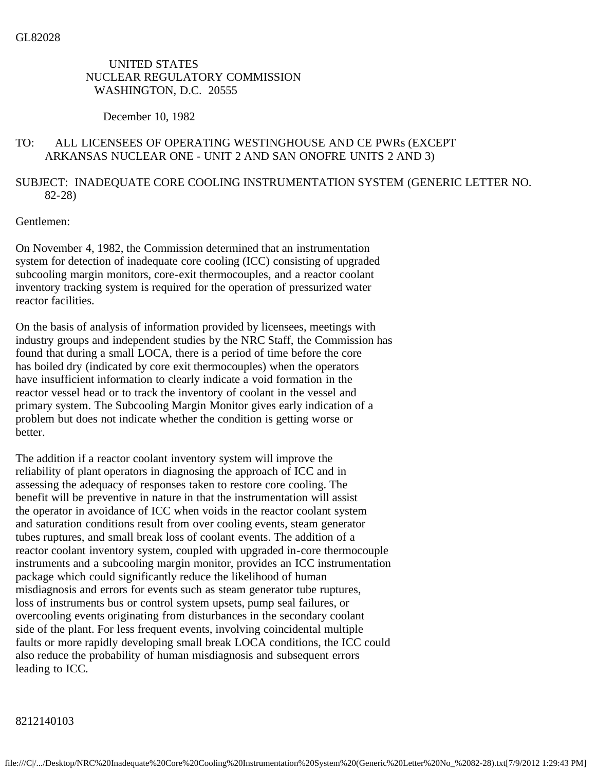GL82028

UNITED STATES
NUCLEAR REGULATORY COMMISSION
WASHINGTON, D.C. 20555

December 10, 1982

TO: ALL LICENSEES OF OPERATING WESTINGHOUSE AND CE PWRs (EXCEPT ARKANSAS NUCLEAR ONE - UNIT 2 AND SAN ONOFRE UNITS 2 AND 3)

SUBJECT: INADEQUATE CORE COOLING INSTRUMENTATION SYSTEM (GENERIC LETTER NO. 82-28)

Gentlemen:

On November 4, 1982, the Commission determined that an instrumentation system for detection of inadequate core cooling (ICC) consisting of upgraded subcooling margin monitors, core-exit thermocouples, and a reactor coolant inventory tracking system is required for the operation of pressurized water reactor facilities.

On the basis of analysis of information provided by licensees, meetings with industry groups and independent studies by the NRC Staff, the Commission has found that during a small LOCA, there is a period of time before the core has boiled dry (indicated by core exit thermocouples) when the operators have insufficient information to clearly indicate a void formation in the reactor vessel head or to track the inventory of coolant in the vessel and primary system. The Subcooling Margin Monitor gives early indication of a problem but does not indicate whether the condition is getting worse or better.

The addition if a reactor coolant inventory system will improve the reliability of plant operators in diagnosing the approach of ICC and in assessing the adequacy of responses taken to restore core cooling. The benefit will be preventive in nature in that the instrumentation will assist the operator in avoidance of ICC when voids in the reactor coolant system and saturation conditions result from over cooling events, steam generator tubes ruptures, and small break loss of coolant events. The addition of a reactor coolant inventory system, coupled with upgraded in-core thermocouple instruments and a subcooling margin monitor, provides an ICC instrumentation package which could significantly reduce the likelihood of human misdiagnosis and errors for events such as steam generator tube ruptures, loss of instruments bus or control system upsets, pump seal failures, or overcooling events originating from disturbances in the secondary coolant side of the plant. For less frequent events, involving coincidental multiple faults or more rapidly developing small break LOCA conditions, the ICC could also reduce the probability of human misdiagnosis and subsequent errors leading to ICC.

8212140103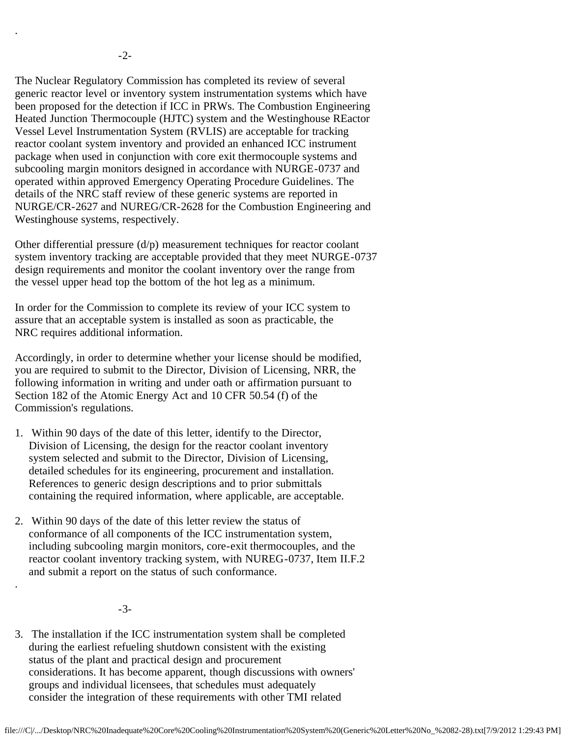The Nuclear Regulatory Commission has completed its review of several generic reactor level or inventory system instrumentation systems which have been proposed for the detection if ICC in PRWs. The Combustion Engineering Heated Junction Thermocouple (HJTC) system and the Westinghouse REactor Vessel Level Instrumentation System (RVLIS) are acceptable for tracking reactor coolant system inventory and provided an enhanced ICC instrument package when used in conjunction with core exit thermocouple systems and subcooling margin monitors designed in accordance with NURGE-0737 and operated within approved Emergency Operating Procedure Guidelines. The details of the NRC staff review of these generic systems are reported in NURGE/CR-2627 and NUREG/CR-2628 for the Combustion Engineering and Westinghouse systems, respectively.

Other differential pressure (d/p) measurement techniques for reactor coolant system inventory tracking are acceptable provided that they meet NURGE-0737 design requirements and monitor the coolant inventory over the range from the vessel upper head top the bottom of the hot leg as a minimum.

In order for the Commission to complete its review of your ICC system to assure that an acceptable system is installed as soon as practicable, the NRC requires additional information.

Accordingly, in order to determine whether your license should be modified, you are required to submit to the Director, Division of Licensing, NRR, the following information in writing and under oath or affirmation pursuant to Section 182 of the Atomic Energy Act and 10 CFR 50.54 (f) of the Commission's regulations.

1. Within 90 days of the date of this letter, identify to the Director, Division of Licensing, the design for the reactor coolant inventory system selected and submit to the Director, Division of Licensing, detailed schedules for its engineering, procurement and installation. References to generic design descriptions and to prior submittals containing the required information, where applicable, are acceptable.

2. Within 90 days of the date of this letter review the status of conformance of all components of the ICC instrumentation system, including subcooling margin monitors, core-exit thermocouples, and the reactor coolant inventory tracking system, with NUREG-0737, Item II.F.2 and submit a report on the status of such conformance.

3. The installation if the ICC instrumentation system shall be completed during the earliest refueling shutdown consistent with the existing status of the plant and practical design and procurement considerations. It has become apparent, though discussions with owners' groups and individual licensees, that schedules must adequately consider the integration of these requirements with other TMI related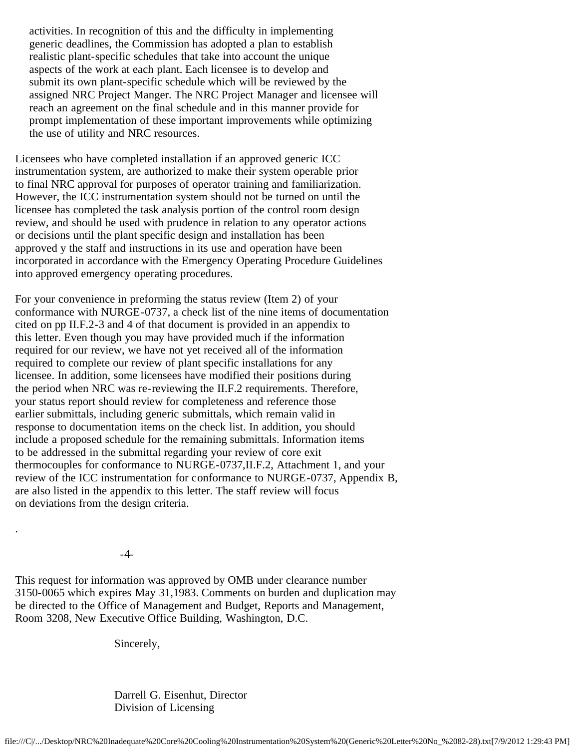activities. In recognition of this and the difficulty in implementing generic deadlines, the Commission has adopted a plan to establish realistic plant-specific schedules that take into account the unique aspects of the work at each plant. Each licensee is to develop and submit its own plant-specific schedule which will be reviewed by the assigned NRC Project Manger. The NRC Project Manager and licensee will reach an agreement on the final schedule and in this manner provide for prompt implementation of these important improvements while optimizing the use of utility and NRC resources.

Licensees who have completed installation if an approved generic ICC instrumentation system, are authorized to make their system operable prior to final NRC approval for purposes of operator training and familiarization. However, the ICC instrumentation system should not be turned on until the licensee has completed the task analysis portion of the control room design review, and should be used with prudence in relation to any operator actions or decisions until the plant specific design and installation has been approved y the staff and instructions in its use and operation have been incorporated in accordance with the Emergency Operating Procedure Guidelines into approved emergency operating procedures.

For your convenience in preforming the status review (Item 2) of your conformance with NURGE-0737, a check list of the nine items of documentation cited on pp II.F.2-3 and 4 of that document is provided in an appendix to this letter. Even though you may have provided much if the information required for our review, we have not yet received all of the information required to complete our review of plant specific installations for any licensee. In addition, some licensees have modified their positions during the period when NRC was re-reviewing the II.F.2 requirements. Therefore, your status report should review for completeness and reference those earlier submittals, including generic submittals, which remain valid in response to documentation items on the check list. In addition, you should include a proposed schedule for the remaining submittals. Information items to be addressed in the submittal regarding your review of core exit thermocouples for conformance to NURGE-0737,II.F.2, Attachment 1, and your review of the ICC instrumentation for conformance to NURGE-0737, Appendix B, are also listed in the appendix to this letter. The staff review will focus on deviations from the design criteria.

This request for information was approved by OMB under clearance number 3150-0065 which expires May 31,1983. Comments on burden and duplication may be directed to the Office of Management and Budget, Reports and Management, Room 3208, New Executive Office Building, Washington, D.C.

Sincerely,

Darrell G. Eisenhut, Director
Division of Licensing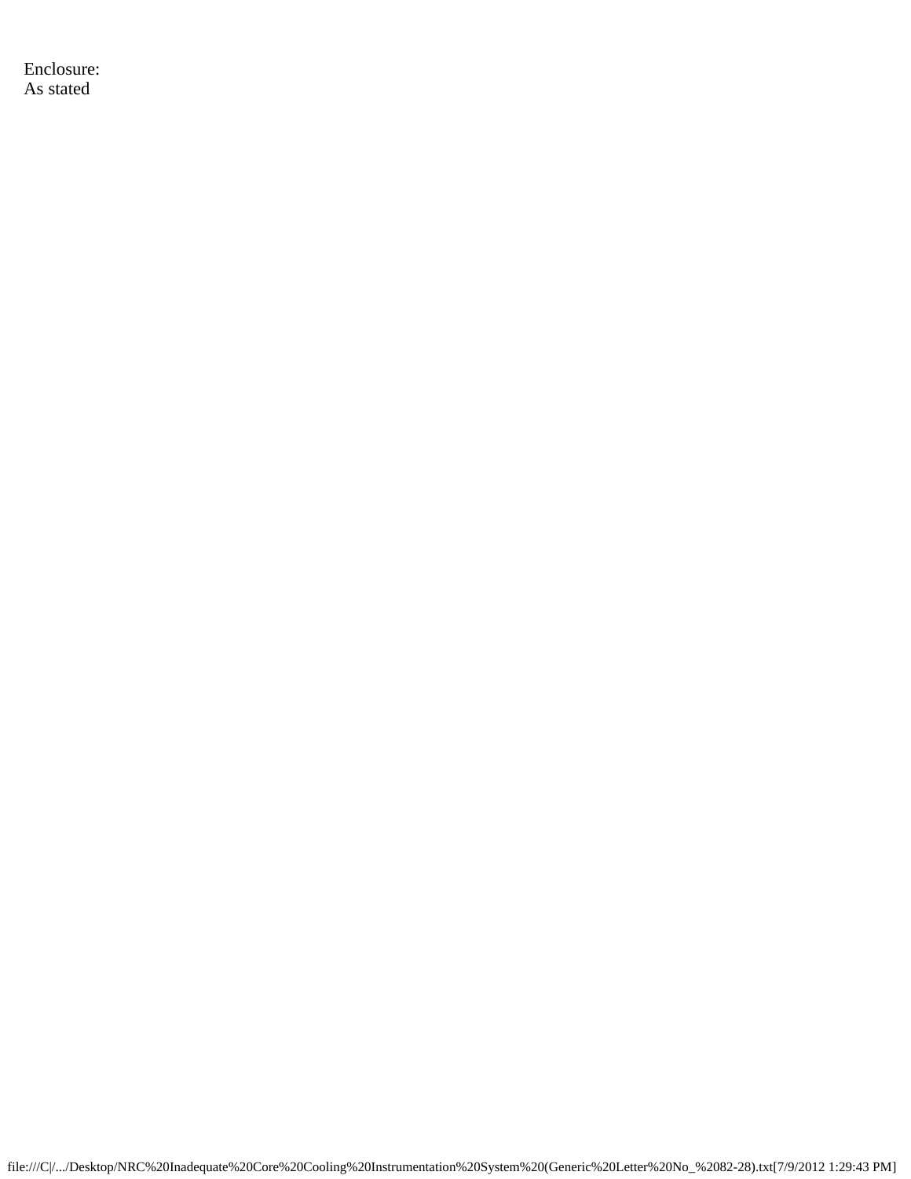Enclosure:
As stated